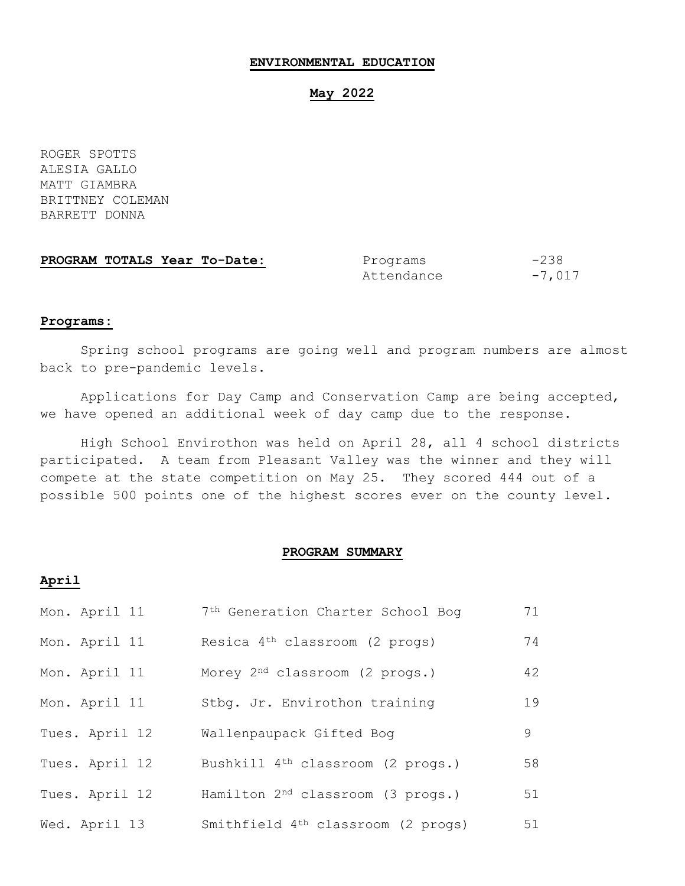# ENVIRONMENTAL EDUCATION

## May 2022

ROGER SPOTTS
ALESIA GALLO
MATT GIAMBRA
BRITTNEY COLEMAN
BARRETT DONNA

**PROGRAM TOTALS Year To-Date:**

| | |
|---|---|
| Programs | -238 |
| Attendance | -7,017 |

**Programs:**

Spring school programs are going well and program numbers are almost back to pre-pandemic levels.

Applications for Day Camp and Conservation Camp are being accepted, we have opened an additional week of day camp due to the response.

High School Envirothon was held on April 28, all 4 school districts participated. A team from Pleasant Valley was the winner and they will compete at the state competition on May 25. They scored 444 out of a possible 500 points one of the highest scores ever on the county level.

**PROGRAM SUMMARY**

**April**

| Date | Program | Attendance |
|---|---|---|
| Mon. April 11 | 7th Generation Charter School Bog | 71 |
| Mon. April 11 | Resica 4th classroom (2 progs) | 74 |
| Mon. April 11 | Morey 2nd classroom (2 progs.) | 42 |
| Mon. April 11 | Stbg. Jr. Envirothon training | 19 |
| Tues. April 12 | Wallenpaupack Gifted Bog | 9 |
| Tues. April 12 | Bushkill 4th classroom (2 progs.) | 58 |
| Tues. April 12 | Hamilton 2nd classroom (3 progs.) | 51 |
| Wed. April 13 | Smithfield 4th classroom (2 progs) | 51 |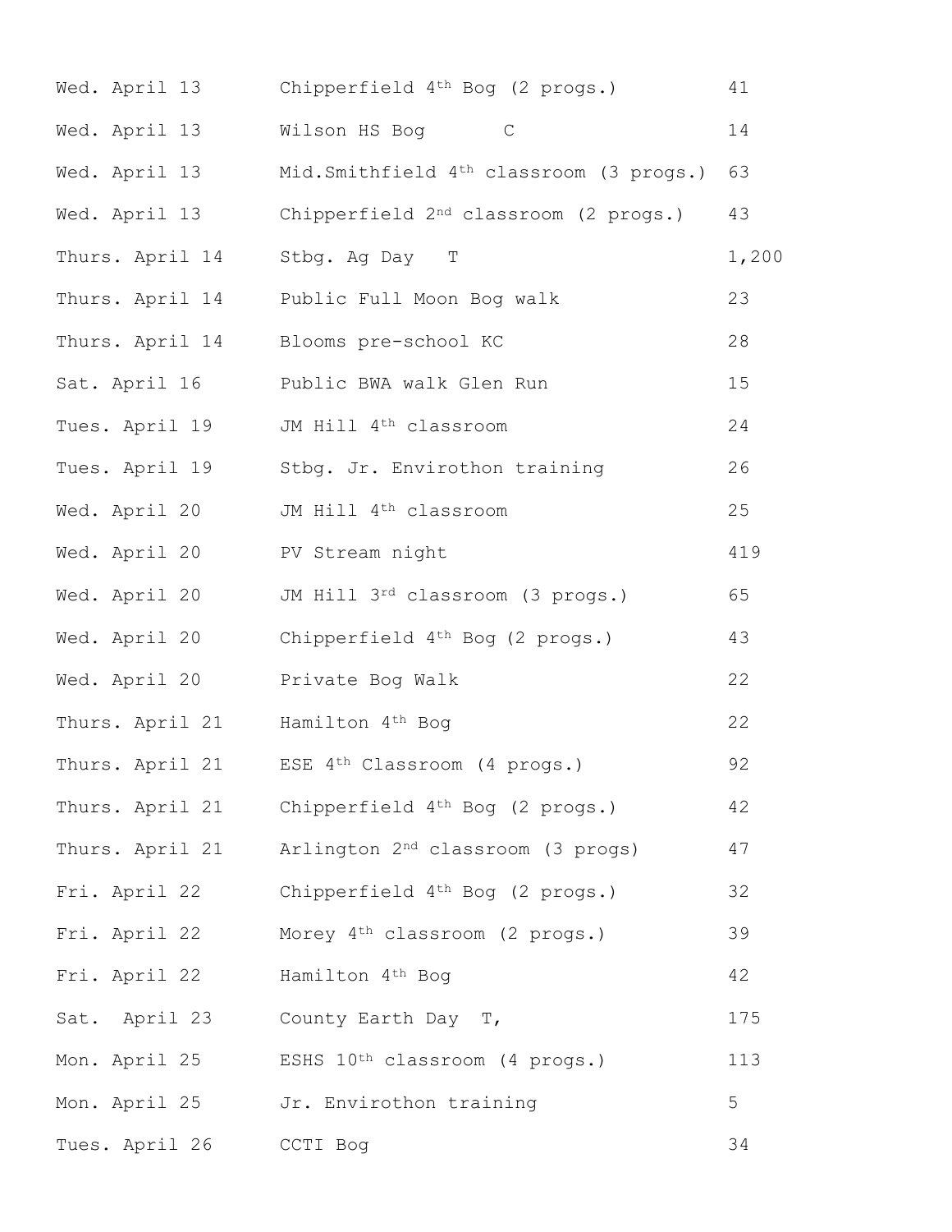| | | |
|---|---|---|
| Wed. April 13 | Chipperfield 4th Bog (2 progs.) | 41 |
| Wed. April 13 | Wilson HS Bog C | 14 |
| Wed. April 13 | Mid.Smithfield 4th classroom (3 progs.) | 63 |
| Wed. April 13 | Chipperfield 2nd classroom (2 progs.) | 43 |
| Thurs. April 14 | Stbg. Ag Day T | 1,200 |
| Thurs. April 14 | Public Full Moon Bog walk | 23 |
| Thurs. April 14 | Blooms pre-school KC | 28 |
| Sat. April 16 | Public BWA walk Glen Run | 15 |
| Tues. April 19 | JM Hill 4th classroom | 24 |
| Tues. April 19 | Stbg. Jr. Envirothon training | 26 |
| Wed. April 20 | JM Hill 4th classroom | 25 |
| Wed. April 20 | PV Stream night | 419 |
| Wed. April 20 | JM Hill 3rd classroom (3 progs.) | 65 |
| Wed. April 20 | Chipperfield 4th Bog (2 progs.) | 43 |
| Wed. April 20 | Private Bog Walk | 22 |
| Thurs. April 21 | Hamilton 4th Bog | 22 |
| Thurs. April 21 | ESE 4th Classroom (4 progs.) | 92 |
| Thurs. April 21 | Chipperfield 4th Bog (2 progs.) | 42 |
| Thurs. April 21 | Arlington 2nd classroom (3 progs) | 47 |
| Fri. April 22 | Chipperfield 4th Bog (2 progs.) | 32 |
| Fri. April 22 | Morey 4th classroom (2 progs.) | 39 |
| Fri. April 22 | Hamilton 4th Bog | 42 |
| Sat. April 23 | County Earth Day T, | 175 |
| Mon. April 25 | ESHS 10th classroom (4 progs.) | 113 |
| Mon. April 25 | Jr. Envirothon training | 5 |
| Tues. April 26 | CCTI Bog | 34 |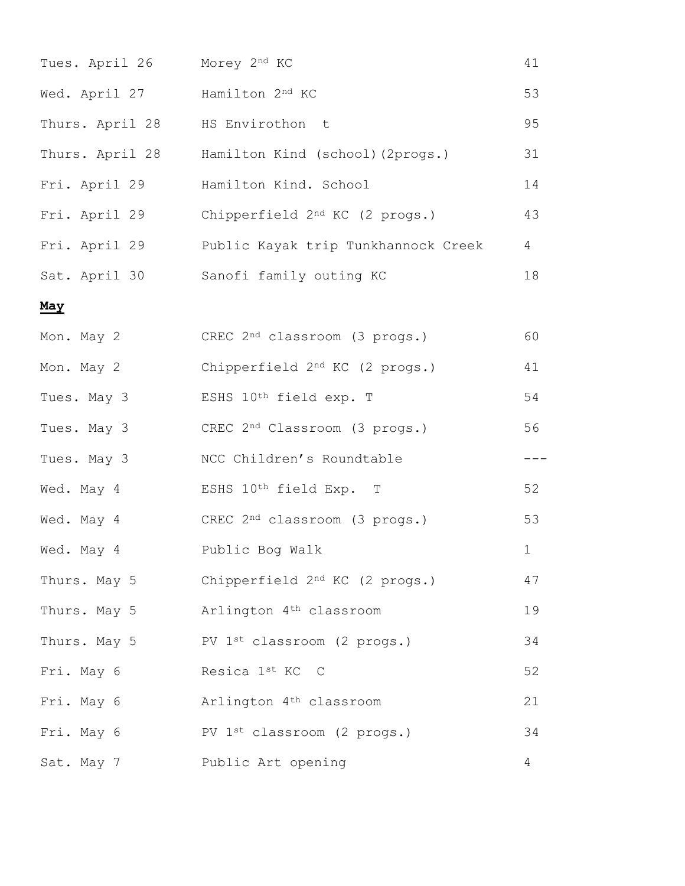| | | |
|---|---|---|
| Tues. April 26 | Morey 2nd KC | 41 |
| Wed. April 27 | Hamilton 2nd KC | 53 |
| Thurs. April 28 | HS Envirothon t | 95 |
| Thurs. April 28 | Hamilton Kind (school)(2progs.) | 31 |
| Fri. April 29 | Hamilton Kind. School | 14 |
| Fri. April 29 | Chipperfield 2nd KC (2 progs.) | 43 |
| Fri. April 29 | Public Kayak trip Tunkhannock Creek | 4 |
| Sat. April 30 | Sanofi family outing KC | 18 |

**<u>May</u>**

| | | |
|---|---|---|
| Mon. May 2 | CREC 2nd classroom (3 progs.) | 60 |
| Mon. May 2 | Chipperfield 2nd KC (2 progs.) | 41 |
| Tues. May 3 | ESHS 10th field exp. T | 54 |
| Tues. May 3 | CREC 2nd Classroom (3 progs.) | 56 |
| Tues. May 3 | NCC Children's Roundtable | --- |
| Wed. May 4 | ESHS 10th field Exp. T | 52 |
| Wed. May 4 | CREC 2nd classroom (3 progs.) | 53 |
| Wed. May 4 | Public Bog Walk | 1 |
| Thurs. May 5 | Chipperfield 2nd KC (2 progs.) | 47 |
| Thurs. May 5 | Arlington 4th classroom | 19 |
| Thurs. May 5 | PV 1st classroom (2 progs.) | 34 |
| Fri. May 6 | Resica 1st KC C | 52 |
| Fri. May 6 | Arlington 4th classroom | 21 |
| Fri. May 6 | PV 1st classroom (2 progs.) | 34 |
| Sat. May 7 | Public Art opening | 4 |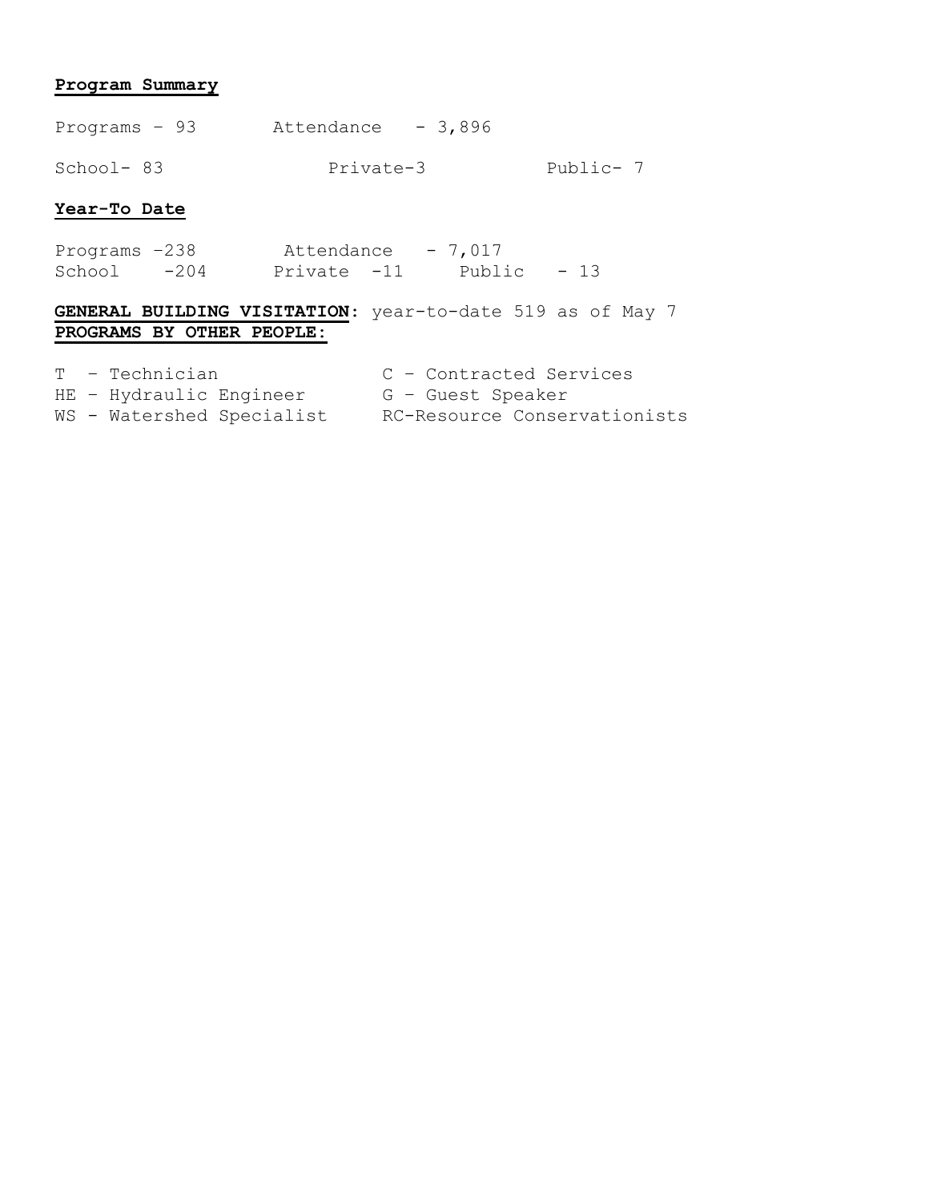**Program Summary**

Programs – 93 Attendance - 3,896

School- 83 Private-3 Public- 7

**Year-To Date**

Programs –238 Attendance - 7,017
School -204 Private -11 Public - 13

**GENERAL BUILDING VISITATION**: year-to-date 519 as of May 7

**PROGRAMS BY OTHER PEOPLE:**

T – Technician
C – Contracted Services
HE – Hydraulic Engineer
G – Guest Speaker
WS - Watershed Specialist
RC-Resource Conservationists